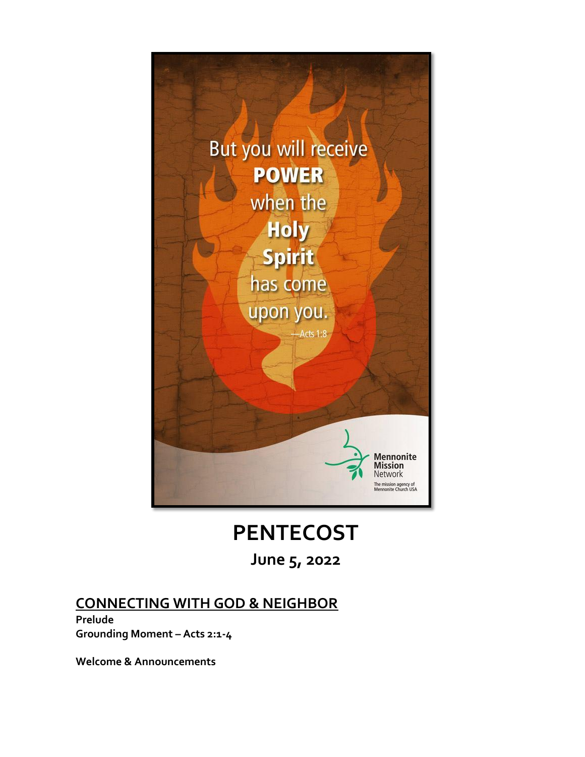But you will receive **POWER** when the **Holy Spirit** has come upon you.

—Acts 1:8

Mennonite Mission Network

The mission agency of Mennonite Church USA

# PENTECOST

## June 5, 2022

## CONNECTING WITH GOD & NEIGHBOR

**Prelude**

**Grounding Moment – Acts 2:1-4**

**Welcome & Announcements**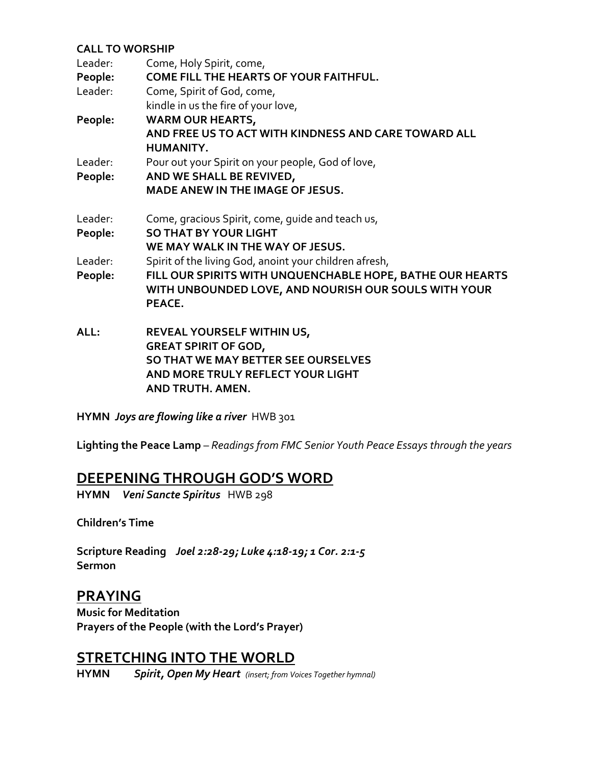**CALL TO WORSHIP**

Leader: Come, Holy Spirit, come,

**People: COME FILL THE HEARTS OF YOUR FAITHFUL.**

Leader: Come, Spirit of God, come,
kindle in us the fire of your love,

**People: WARM OUR HEARTS,
AND FREE US TO ACT WITH KINDNESS AND CARE TOWARD ALL HUMANITY.**

Leader: Pour out your Spirit on your people, God of love,

**People: AND WE SHALL BE REVIVED,
MADE ANEW IN THE IMAGE OF JESUS.**

Leader: Come, gracious Spirit, come, guide and teach us,

**People: SO THAT BY YOUR LIGHT
WE MAY WALK IN THE WAY OF JESUS.**

Leader: Spirit of the living God, anoint your children afresh,

**People: FILL OUR SPIRITS WITH UNQUENCHABLE HOPE, BATHE OUR HEARTS WITH UNBOUNDED LOVE, AND NOURISH OUR SOULS WITH YOUR PEACE.**

**ALL: REVEAL YOURSELF WITHIN US,
GREAT SPIRIT OF GOD,
SO THAT WE MAY BETTER SEE OURSELVES
AND MORE TRULY REFLECT YOUR LIGHT
AND TRUTH. AMEN.**

**HYMN** ***Joys are flowing like a river*** HWB 301

**Lighting the Peace Lamp** – *Readings from FMC Senior Youth Peace Essays through the years*

## DEEPENING THROUGH GOD'S WORD

**HYMN** ***Veni Sancte Spiritus*** HWB 298

**Children's Time**

**Scripture Reading** ***Joel 2:28-29; Luke 4:18-19; 1 Cor. 2:1-5***
**Sermon**

## PRAYING

**Music for Meditation**
**Prayers of the People (with the Lord's Prayer)**

## STRETCHING INTO THE WORLD

**HYMN** ***Spirit, Open My Heart*** *(insert; from Voices Together hymnal)*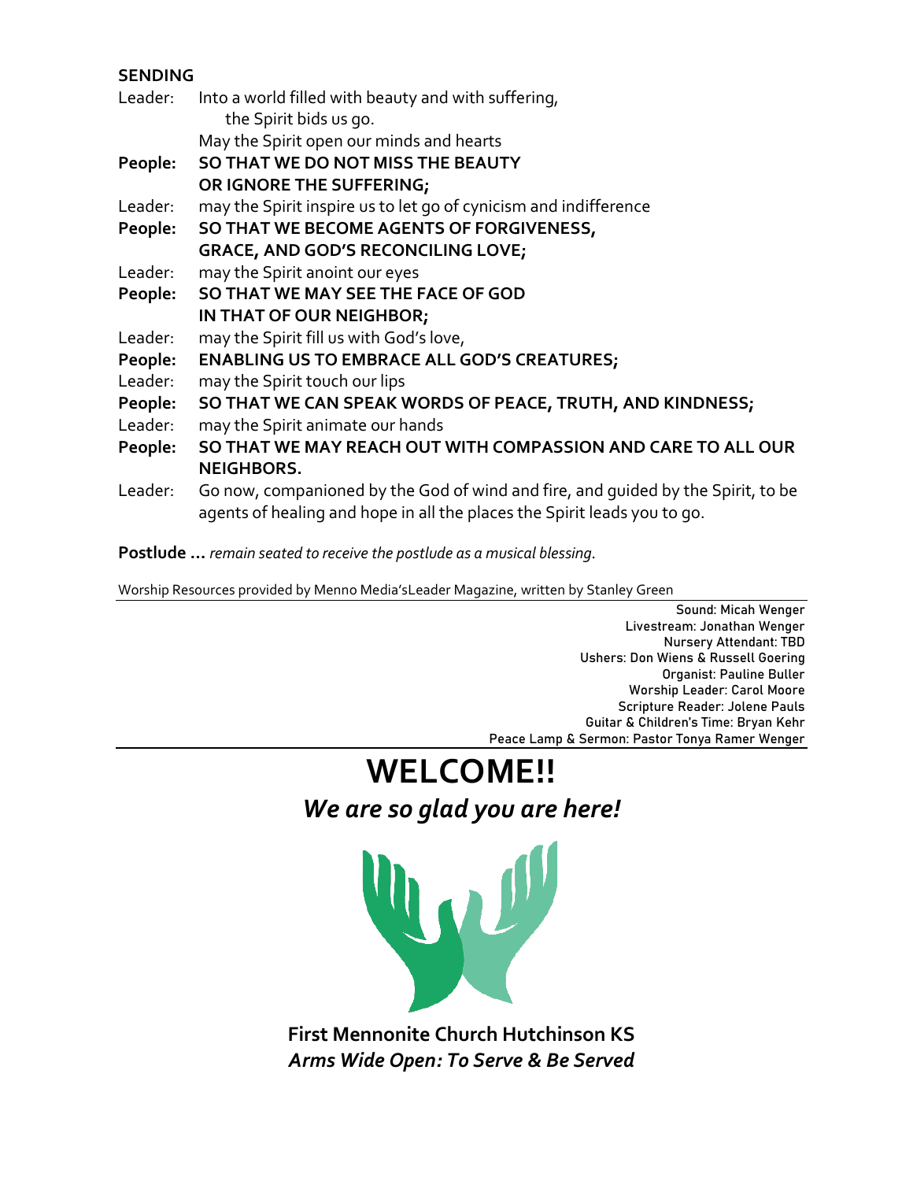**SENDING**

Leader: Into a world filled with beauty and with suffering,
the Spirit bids us go.
May the Spirit open our minds and hearts

**People: SO THAT WE DO NOT MISS THE BEAUTY OR IGNORE THE SUFFERING;**

Leader: may the Spirit inspire us to let go of cynicism and indifference

**People: SO THAT WE BECOME AGENTS OF FORGIVENESS, GRACE, AND GOD'S RECONCILING LOVE;**

Leader: may the Spirit anoint our eyes

**People: SO THAT WE MAY SEE THE FACE OF GOD IN THAT OF OUR NEIGHBOR;**

Leader: may the Spirit fill us with God's love,

**People: ENABLING US TO EMBRACE ALL GOD'S CREATURES;**

Leader: may the Spirit touch our lips

**People: SO THAT WE CAN SPEAK WORDS OF PEACE, TRUTH, AND KINDNESS;**

Leader: may the Spirit animate our hands

**People: SO THAT WE MAY REACH OUT WITH COMPASSION AND CARE TO ALL OUR NEIGHBORS.**

Leader: Go now, companioned by the God of wind and fire, and guided by the Spirit, to be agents of healing and hope in all the places the Spirit leads you to go.

**Postlude …** *remain seated to receive the postlude as a musical blessing.*

Worship Resources provided by Menno Media'sLeader Magazine, written by Stanley Green

Sound: Micah Wenger
Livestream: Jonathan Wenger
Nursery Attendant: TBD
Ushers: Don Wiens & Russell Goering
Organist: Pauline Buller
Worship Leader: Carol Moore
Scripture Reader: Jolene Pauls
Guitar & Children's Time: Bryan Kehr
Peace Lamp & Sermon: Pastor Tonya Ramer Wenger

# WELCOME!!

## *We are so glad you are here!*

**First Mennonite Church Hutchinson KS**

***Arms Wide Open: To Serve & Be Served***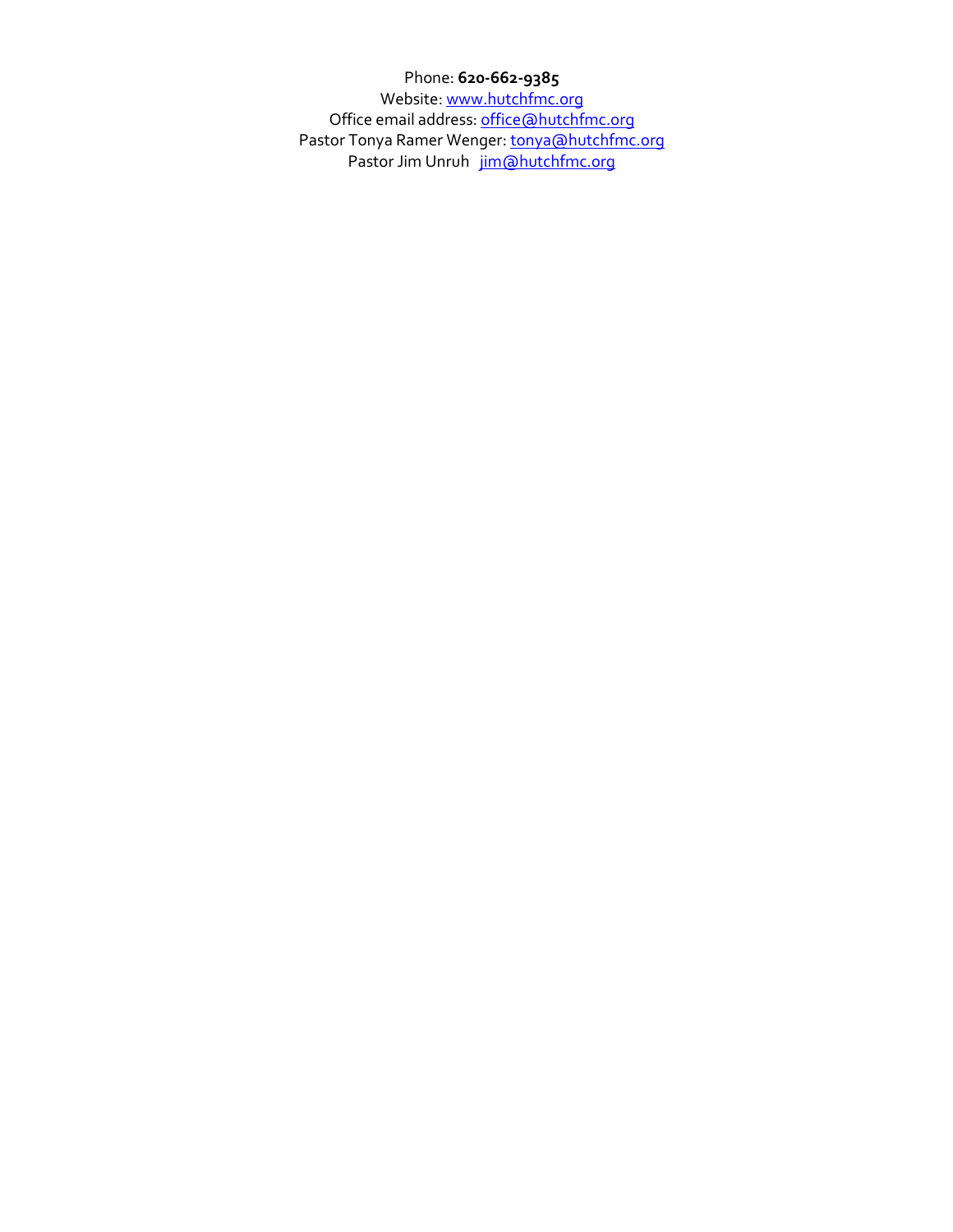Phone: **620-662-9385**
Website: www.hutchfmc.org
Office email address: office@hutchfmc.org
Pastor Tonya Ramer Wenger: tonya@hutchfmc.org
Pastor Jim Unruh jim@hutchfmc.org